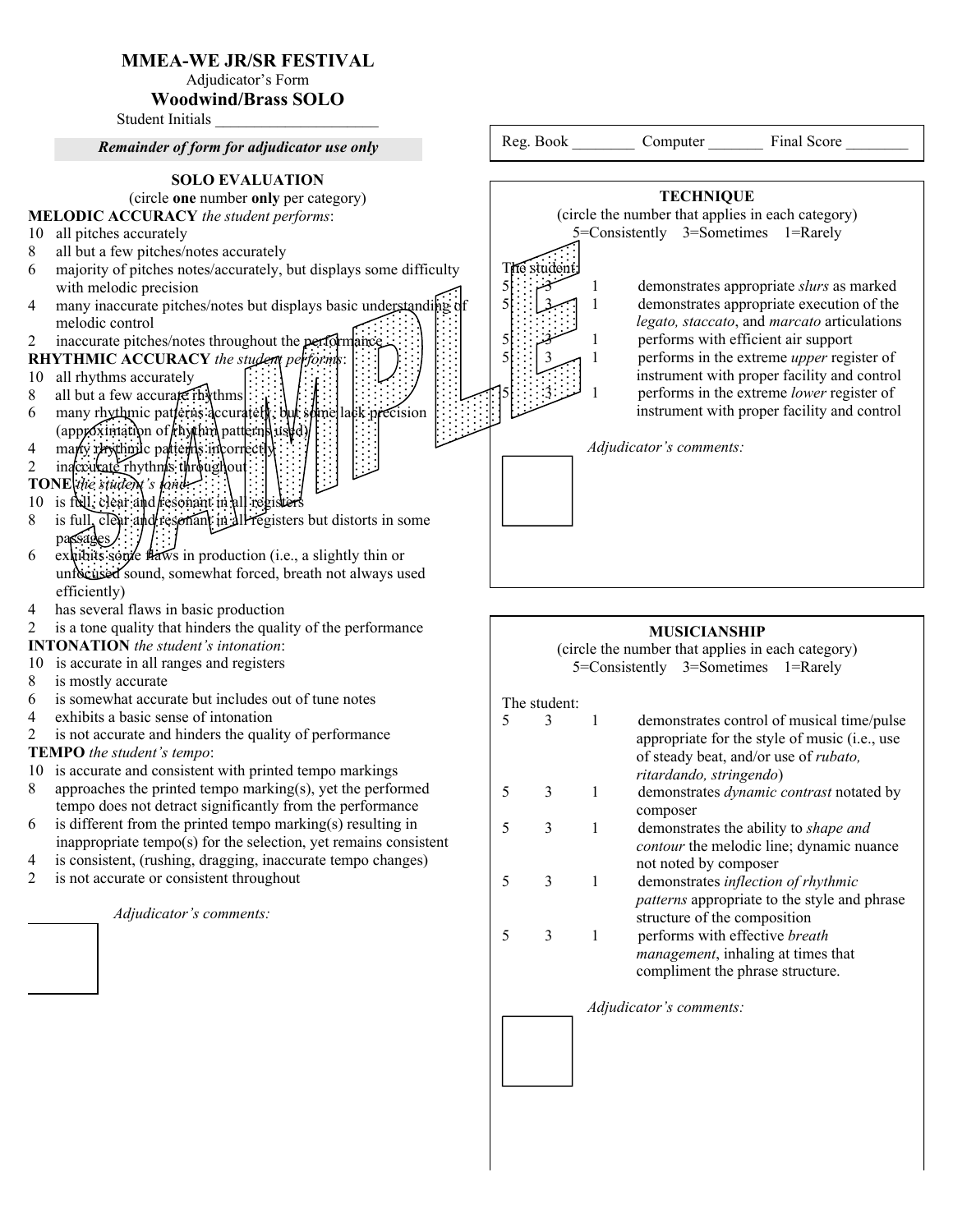# MMEA-WE JR/SR FESTIVAL

Adjudicator's Form

## Woodwind/Brass SOLO

Student Initials ____________________

***Remainder of form for adjudicator use only***

Reg. Book ________ Computer _______ Final Score ________

### SOLO EVALUATION

(circle **one** number **only** per category)

**MELODIC ACCURACY** *the student performs*:

- 10 all pitches accurately
- 8 all but a few pitches/notes accurately
- 6 majority of pitches notes/accurately, but displays some difficulty with melodic precision
- 4 many inaccurate pitches/notes but displays basic understanding of melodic control
- 2 inaccurate pitches/notes throughout the performance

**RHYTHMIC ACCURACY** *the student performs*:

- 10 all rhythms accurately
- 8 all but a few accurate rhythms
- 6 many rhythmic patterns accurately, but some lack precision (approximation of rhythm patterns used)
- 4 many rhythmic patterns incorrectly
- 2 inaccurate rhythms throughout

**TONE** *the student's tone*:

- 10 is full, clear and resonant in all registers
- 8 is full, clear and resonant in all registers but distorts in some passages
- 6 exhibits some flaws in production (i.e., a slightly thin or unfocused sound, somewhat forced, breath not always used efficiently)
- 4 has several flaws in basic production
- 2 is a tone quality that hinders the quality of the performance

**INTONATION** *the student's intonation*:

- 10 is accurate in all ranges and registers
- 8 is mostly accurate
- 6 is somewhat accurate but includes out of tune notes
- 4 exhibits a basic sense of intonation
- 2 is not accurate and hinders the quality of performance

**TEMPO** *the student's tempo*:

- 10 is accurate and consistent with printed tempo markings
- 8 approaches the printed tempo marking(s), yet the performed tempo does not detract significantly from the performance
- 6 is different from the printed tempo marking(s) resulting in inappropriate tempo(s) for the selection, yet remains consistent
- 4 is consistent, (rushing, dragging, inaccurate tempo changes)
- 2 is not accurate or consistent throughout

*Adjudicator's comments:*

### TECHNIQUE

(circle the number that applies in each category)

5=Consistently 3=Sometimes 1=Rarely

The student:

| | | | |
|---|---|---|---|
| 5 | 3 | 1 | demonstrates appropriate *slurs* as marked |
| 5 | 3 | 1 | demonstrates appropriate execution of the *legato, staccato*, and *marcato* articulations |
| 5 | 3 | 1 | performs with efficient air support |
| 5 | 3 | 1 | performs in the extreme *upper* register of instrument with proper facility and control |
| 5 | 3 | 1 | performs in the extreme *lower* register of instrument with proper facility and control |

*Adjudicator's comments:*

### MUSICIANSHIP

(circle the number that applies in each category)

5=Consistently 3=Sometimes 1=Rarely

The student:

| | | | |
|---|---|---|---|
| 5 | 3 | 1 | demonstrates control of musical time/pulse appropriate for the style of music (i.e., use of steady beat, and/or use of *rubato, ritardando, stringendo*) |
| 5 | 3 | 1 | demonstrates *dynamic contrast* notated by composer |
| 5 | 3 | 1 | demonstrates the ability to *shape and contour* the melodic line; dynamic nuance not noted by composer |
| 5 | 3 | 1 | demonstrates *inflection of rhythmic patterns* appropriate to the style and phrase structure of the composition |
| 5 | 3 | 1 | performs with effective *breath management*, inhaling at times that compliment the phrase structure. |

*Adjudicator's comments:*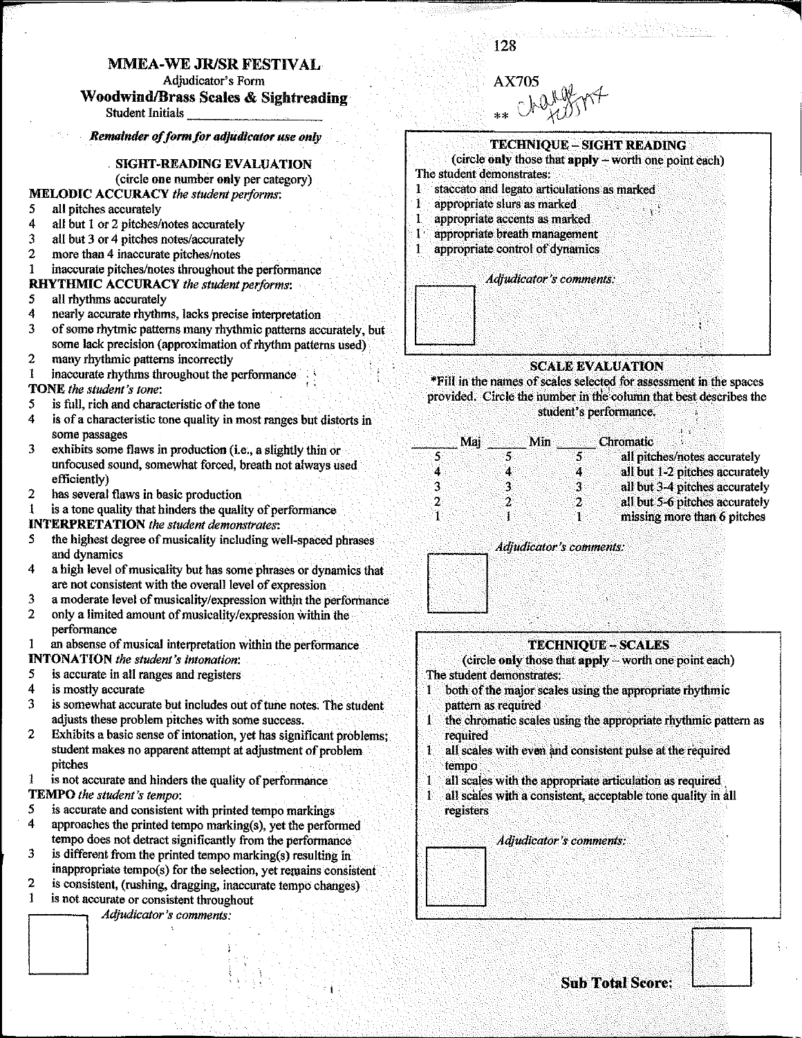# MMEA-WE JR/SR FESTIVAL

Adjudicator's Form

## Woodwind/Brass Scales & Sightreading

Student Initials ______________________

AX705

** change format

***Remainder of form for adjudicator use only***

### SIGHT-READING EVALUATION

(circle one number **only** per category)

**MELODIC ACCURACY** *the student performs*:

5 all pitches accurately
4 all but 1 or 2 pitches/notes accurately
3 all but 3 or 4 pitches notes/accurately
2 more than 4 inaccurate pitches/notes
1 inaccurate pitches/notes throughout the performance

**RHYTHMIC ACCURACY** *the student performs*:

5 all rhythms accurately
4 nearly accurate rhythms, lacks precise interpretation
3 of some rhytmic patterns many rhythmic patterns accurately, but some lack precision (approximation of rhythm patterns used)
2 many rhythmic patterns incorrectly
1 inaccurate rhythms throughout the performance

**TONE** *the student's tone*:

5 is full, rich and characteristic of the tone
4 is of a characteristic tone quality in most ranges but distorts in some passages
3 exhibits some flaws in production (i.e., a slightly thin or unfocused sound, somewhat forced, breath not always used efficiently)
2 has several flaws in basic production
1 is a tone quality that hinders the quality of performance

**INTERPRETATION** *the student demonstrates*:

5 the highest degree of musicality including well-spaced phrases and dynamics
4 a high level of musicality but has some phrases or dynamics that are not consistent with the overall level of expression
3 a moderate level of musicality/expression within the performance
2 only a limited amount of musicality/expression within the performance
1 an absense of musical interpretation within the performance

**INTONATION** *the student's intonation*:

5 is accurate in all ranges and registers
4 is mostly accurate
3 is somewhat accurate but includes out of tune notes. The student adjusts these problem pitches with some success.
2 Exhibits a basic sense of intonation, yet has significant problems; student makes no apparent attempt at adjustment of problem pitches
1 is not accurate and hinders the quality of performance

**TEMPO** *the student's tempo*:

5 is accurate and consistent with printed tempo markings
4 approaches the printed tempo marking(s), yet the performed tempo does not detract significantly from the performance
3 is different from the printed tempo marking(s) resulting in inappropriate tempo(s) for the selection, yet remains consistent
2 is consistent, (rushing, dragging, inaccurate tempo changes)
1 is not accurate or consistent throughout

*Adjudicator's comments:*

### TECHNIQUE – SIGHT READING

(circle **only** those that **apply** – worth one point each)

The student demonstrates:

1 staccato and legato articulations as marked
1 appropriate slurs as marked
1 appropriate accents as marked
1 appropriate breath management
1 appropriate control of dynamics

*Adjudicator's comments:*

### SCALE EVALUATION

*Fill in the names of scales selected for assessment in the spaces provided. Circle the number in the column that best describes the student's performance.

| ______ Maj | ______ Min | ______ Chromatic | |
|---|---|---|---|
| 5 | 5 | 5 | all pitches/notes accurately |
| 4 | 4 | 4 | all but 1-2 pitches accurately |
| 3 | 3 | 3 | all but 3-4 pitches accurately |
| 2 | 2 | 2 | all but 5-6 pitches accurately |
| 1 | 1 | 1 | missing more than 6 pitches |

*Adjudicator's comments:*

### TECHNIQUE – SCALES

(circle **only** those that **apply** – worth one point each)

The student demonstrates:

1 both of the major scales using the appropriate rhythmic pattern as required
1 the chromatic scales using the appropriate rhythmic pattern as required
1 all scales with even and consistent pulse at the required tempo
1 all scales with the appropriate articulation as required
1 all scales with a consistent, acceptable tone quality in all registers

*Adjudicator's comments:*

**Sub Total Score:**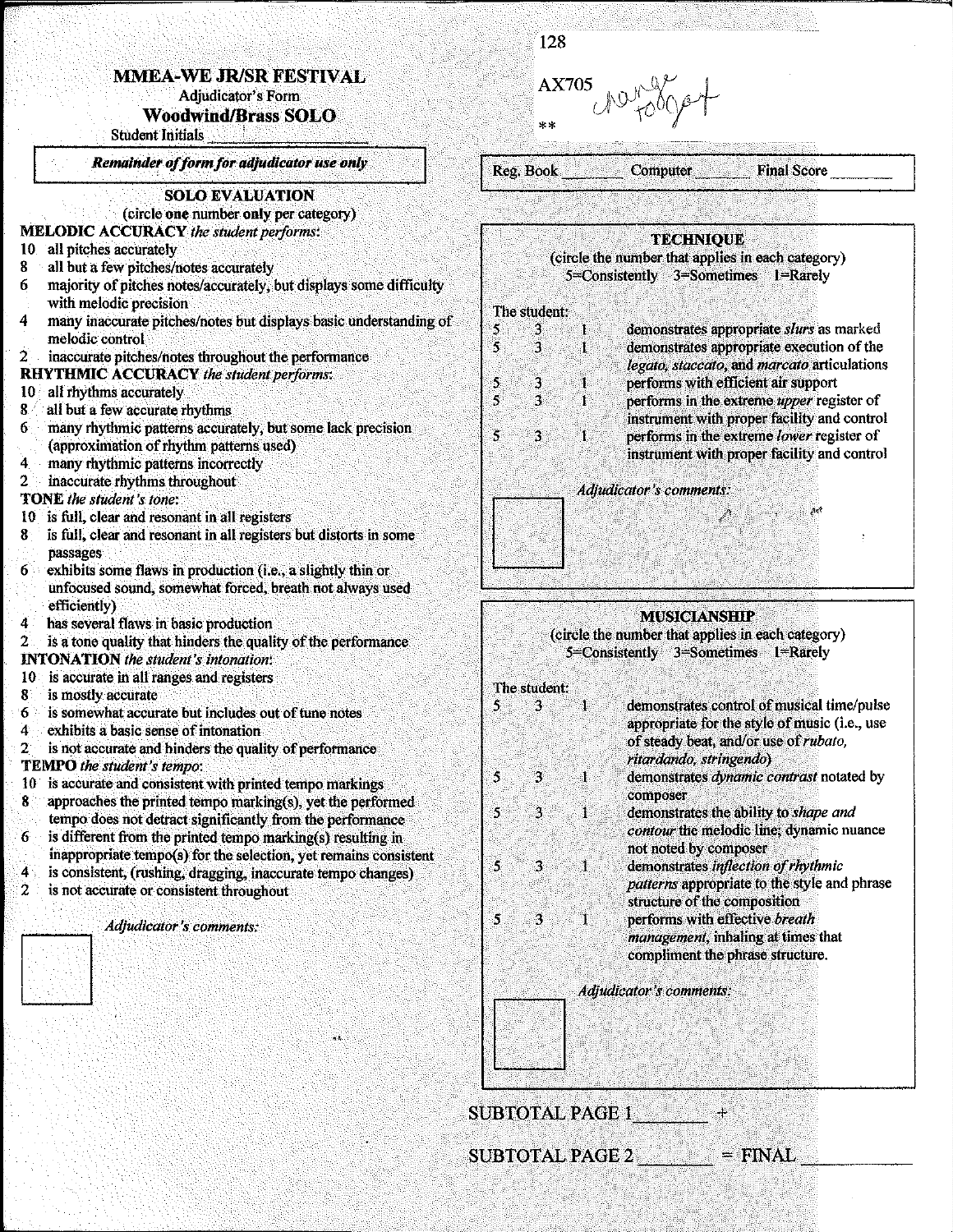128

AX705 change to Joyt

**

# MMEA-WE JR/SR FESTIVAL

Adjudicator's Form

**Woodwind/Brass SOLO**

Student Initials ____________

***Remainder of form for adjudicator use only***

Reg. Book ______ Computer ______ Final Score ________

## SOLO EVALUATION

(circle **one** number **only** per category)

**MELODIC ACCURACY** *the student performs*:

10 all pitches accurately
8 all but a few pitches/notes accurately
6 majority of pitches notes/accurately, but displays some difficulty with melodic precision
4 many inaccurate pitches/notes but displays basic understanding of melodic control
2 inaccurate pitches/notes throughout the performance

**RHYTHMIC ACCURACY** *the student performs*:

10 all rhythms accurately
8 all but a few accurate rhythms
6 many rhythmic patterns accurately, but some lack precision (approximation of rhythm patterns used)
4 many rhythmic patterns incorrectly
2 inaccurate rhythms throughout

**TONE** *the student's tone*:

10 is full, clear and resonant in all registers
8 is full, clear and resonant in all registers but distorts in some passages
6 exhibits some flaws in production (i.e., a slightly thin or unfocused sound, somewhat forced, breath not always used efficiently)
4 has several flaws in basic production
2 is a tone quality that hinders the quality of the performance

**INTONATION** *the student's intonation*:

10 is accurate in all ranges and registers
8 is mostly accurate
6 is somewhat accurate but includes out of tune notes
4 exhibits a basic sense of intonation
2 is not accurate and hinders the quality of performance

**TEMPO** *the student's tempo*:

10 is accurate and consistent with printed tempo markings
8 approaches the printed tempo marking(s), yet the performed tempo does not detract significantly from the performance
6 is different from the printed tempo marking(s) resulting in inappropriate tempo(s) for the selection, yet remains consistent
4 is consistent, (rushing, dragging, inaccurate tempo changes)
2 is not accurate or consistent throughout

*Adjudicator's comments:*

## TECHNIQUE

(circle the number that applies in each category)
5=Consistently 3=Sometimes 1=Rarely

The student:

| | | | |
|---|---|---|---|
| 5 | 3 | 1 | demonstrates appropriate *slurs* as marked |
| 5 | 3 | 1 | demonstrates appropriate execution of the *legato, staccato*, and *marcato* articulations |
| 5 | 3 | 1 | performs with efficient air support |
| 5 | 3 | 1 | performs in the extreme *upper* register of instrument with proper facility and control |
| 5 | 3 | 1 | performs in the extreme *lower* register of instrument with proper facility and control |

*Adjudicator's comments:*

## MUSICIANSHIP

(circle the number that applies in each category)
5=Consistently 3=Sometimes 1=Rarely

The student:

| | | | |
|---|---|---|---|
| 5 | 3 | 1 | demonstrates control of musical time/pulse appropriate for the style of music (i.e., use of steady beat, and/or use of *rubato, ritardando, stringendo*) |
| 5 | 3 | 1 | demonstrates *dynamic contrast* notated by composer |
| 5 | 3 | 1 | demonstrates the ability to *shape and contour* the melodic line; dynamic nuance not noted by composer |
| 5 | 3 | 1 | demonstrates *inflection of rhythmic patterns* appropriate to the style and phrase structure of the composition |
| 5 | 3 | 1 | performs with effective *breath management*, inhaling at times that compliment the phrase structure. |

*Adjudicator's comments:*

SUBTOTAL PAGE 1 ______ +

SUBTOTAL PAGE 2 ______ = FINAL ________